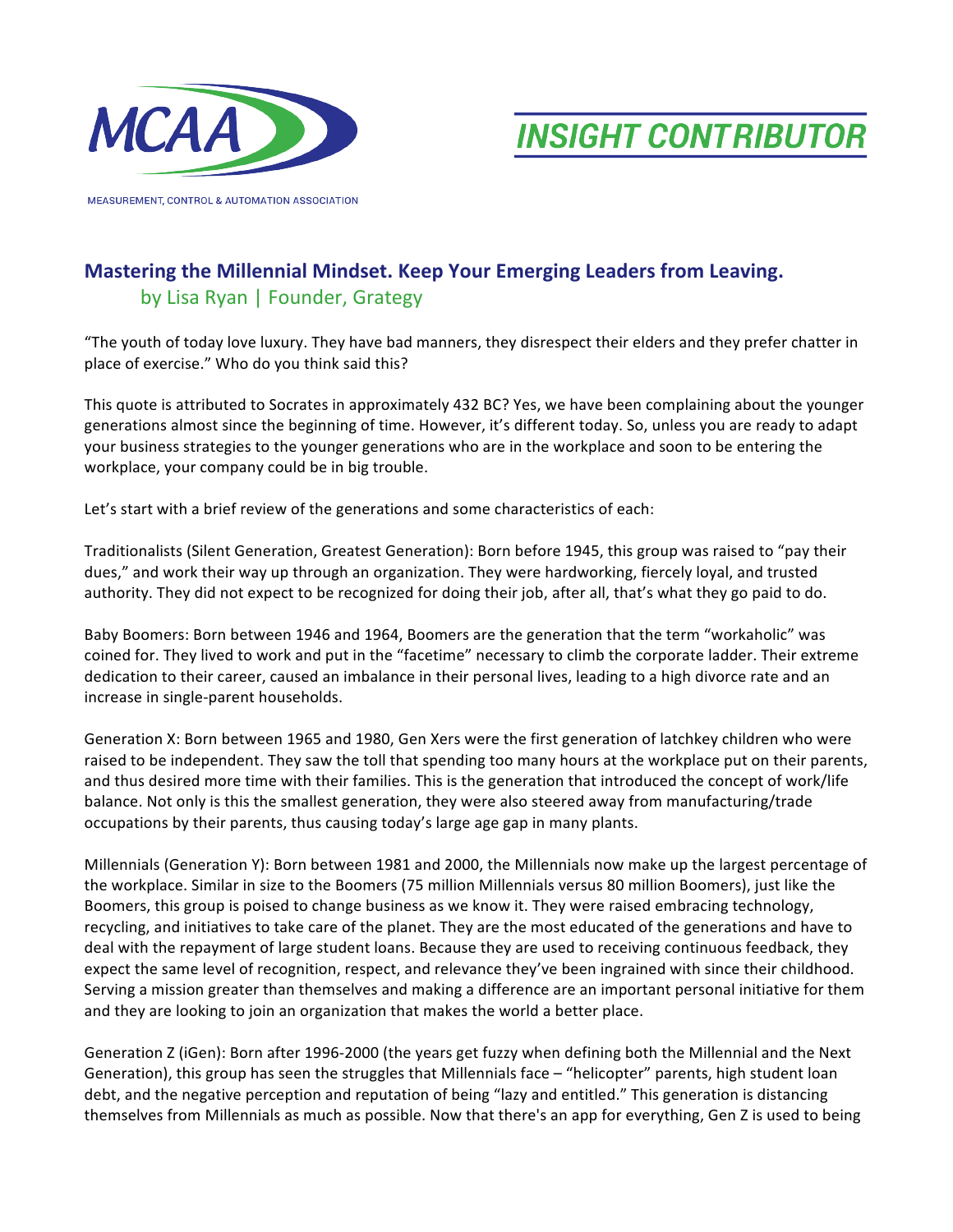MCAA

MEASUREMENT, CONTROL & AUTOMATION ASSOCIATION

INSIGHT CONTRIBUTOR

## Mastering the Millennial Mindset. Keep Your Emerging Leaders from Leaving.

by Lisa Ryan | Founder, Grategy

"The youth of today love luxury. They have bad manners, they disrespect their elders and they prefer chatter in place of exercise." Who do you think said this?

This quote is attributed to Socrates in approximately 432 BC? Yes, we have been complaining about the younger generations almost since the beginning of time. However, it's different today. So, unless you are ready to adapt your business strategies to the younger generations who are in the workplace and soon to be entering the workplace, your company could be in big trouble.

Let's start with a brief review of the generations and some characteristics of each:

Traditionalists (Silent Generation, Greatest Generation): Born before 1945, this group was raised to "pay their dues," and work their way up through an organization. They were hardworking, fiercely loyal, and trusted authority. They did not expect to be recognized for doing their job, after all, that's what they go paid to do.

Baby Boomers: Born between 1946 and 1964, Boomers are the generation that the term "workaholic" was coined for. They lived to work and put in the "facetime" necessary to climb the corporate ladder. Their extreme dedication to their career, caused an imbalance in their personal lives, leading to a high divorce rate and an increase in single-parent households.

Generation X: Born between 1965 and 1980, Gen Xers were the first generation of latchkey children who were raised to be independent. They saw the toll that spending too many hours at the workplace put on their parents, and thus desired more time with their families. This is the generation that introduced the concept of work/life balance. Not only is this the smallest generation, they were also steered away from manufacturing/trade occupations by their parents, thus causing today's large age gap in many plants.

Millennials (Generation Y): Born between 1981 and 2000, the Millennials now make up the largest percentage of the workplace. Similar in size to the Boomers (75 million Millennials versus 80 million Boomers), just like the Boomers, this group is poised to change business as we know it. They were raised embracing technology, recycling, and initiatives to take care of the planet. They are the most educated of the generations and have to deal with the repayment of large student loans. Because they are used to receiving continuous feedback, they expect the same level of recognition, respect, and relevance they've been ingrained with since their childhood. Serving a mission greater than themselves and making a difference are an important personal initiative for them and they are looking to join an organization that makes the world a better place.

Generation Z (iGen): Born after 1996-2000 (the years get fuzzy when defining both the Millennial and the Next Generation), this group has seen the struggles that Millennials face – "helicopter" parents, high student loan debt, and the negative perception and reputation of being "lazy and entitled." This generation is distancing themselves from Millennials as much as possible. Now that there's an app for everything, Gen Z is used to being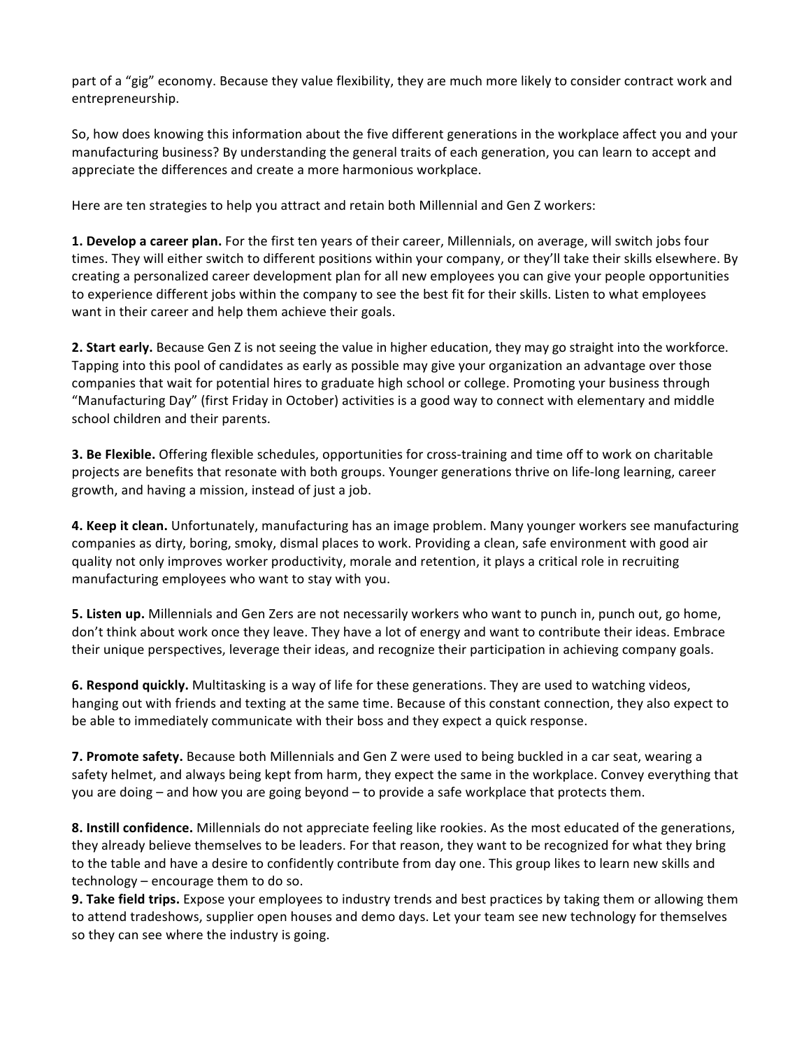part of a "gig" economy. Because they value flexibility, they are much more likely to consider contract work and entrepreneurship.

So, how does knowing this information about the five different generations in the workplace affect you and your manufacturing business? By understanding the general traits of each generation, you can learn to accept and appreciate the differences and create a more harmonious workplace.

Here are ten strategies to help you attract and retain both Millennial and Gen Z workers:

**1. Develop a career plan.** For the first ten years of their career, Millennials, on average, will switch jobs four times. They will either switch to different positions within your company, or they'll take their skills elsewhere. By creating a personalized career development plan for all new employees you can give your people opportunities to experience different jobs within the company to see the best fit for their skills. Listen to what employees want in their career and help them achieve their goals.

**2. Start early.** Because Gen Z is not seeing the value in higher education, they may go straight into the workforce. Tapping into this pool of candidates as early as possible may give your organization an advantage over those companies that wait for potential hires to graduate high school or college. Promoting your business through "Manufacturing Day" (first Friday in October) activities is a good way to connect with elementary and middle school children and their parents.

**3. Be Flexible.** Offering flexible schedules, opportunities for cross-training and time off to work on charitable projects are benefits that resonate with both groups. Younger generations thrive on life-long learning, career growth, and having a mission, instead of just a job.

**4. Keep it clean.** Unfortunately, manufacturing has an image problem. Many younger workers see manufacturing companies as dirty, boring, smoky, dismal places to work. Providing a clean, safe environment with good air quality not only improves worker productivity, morale and retention, it plays a critical role in recruiting manufacturing employees who want to stay with you.

**5. Listen up.** Millennials and Gen Zers are not necessarily workers who want to punch in, punch out, go home, don't think about work once they leave. They have a lot of energy and want to contribute their ideas. Embrace their unique perspectives, leverage their ideas, and recognize their participation in achieving company goals.

**6. Respond quickly.** Multitasking is a way of life for these generations. They are used to watching videos, hanging out with friends and texting at the same time. Because of this constant connection, they also expect to be able to immediately communicate with their boss and they expect a quick response.

**7. Promote safety.** Because both Millennials and Gen Z were used to being buckled in a car seat, wearing a safety helmet, and always being kept from harm, they expect the same in the workplace. Convey everything that you are doing – and how you are going beyond – to provide a safe workplace that protects them.

**8. Instill confidence.** Millennials do not appreciate feeling like rookies. As the most educated of the generations, they already believe themselves to be leaders. For that reason, they want to be recognized for what they bring to the table and have a desire to confidently contribute from day one. This group likes to learn new skills and technology – encourage them to do so.

**9. Take field trips.** Expose your employees to industry trends and best practices by taking them or allowing them to attend tradeshows, supplier open houses and demo days. Let your team see new technology for themselves so they can see where the industry is going.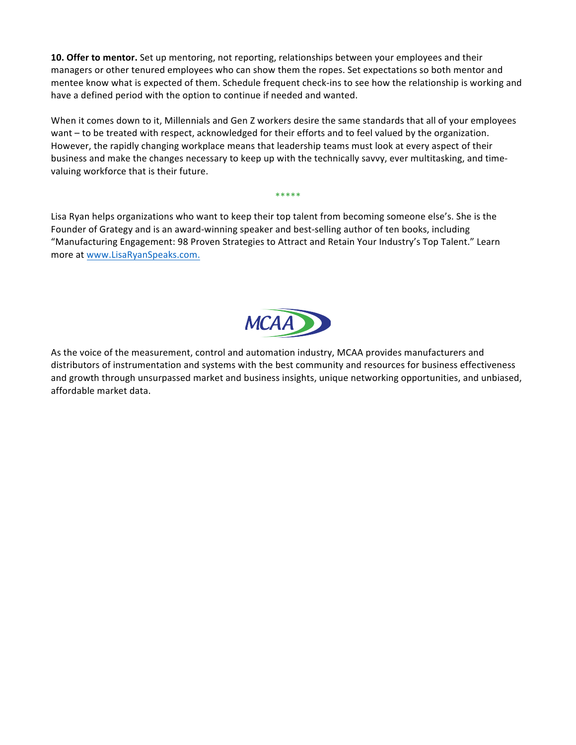**10. Offer to mentor.** Set up mentoring, not reporting, relationships between your employees and their managers or other tenured employees who can show them the ropes. Set expectations so both mentor and mentee know what is expected of them. Schedule frequent check-ins to see how the relationship is working and have a defined period with the option to continue if needed and wanted.

When it comes down to it, Millennials and Gen Z workers desire the same standards that all of your employees want – to be treated with respect, acknowledged for their efforts and to feel valued by the organization. However, the rapidly changing workplace means that leadership teams must look at every aspect of their business and make the changes necessary to keep up with the technically savvy, ever multitasking, and time-valuing workforce that is their future.

*****

Lisa Ryan helps organizations who want to keep their top talent from becoming someone else's. She is the Founder of Grategy and is an award-winning speaker and best-selling author of ten books, including "Manufacturing Engagement: 98 Proven Strategies to Attract and Retain Your Industry's Top Talent." Learn more at www.LisaRyanSpeaks.com.

MCAA

As the voice of the measurement, control and automation industry, MCAA provides manufacturers and distributors of instrumentation and systems with the best community and resources for business effectiveness and growth through unsurpassed market and business insights, unique networking opportunities, and unbiased, affordable market data.